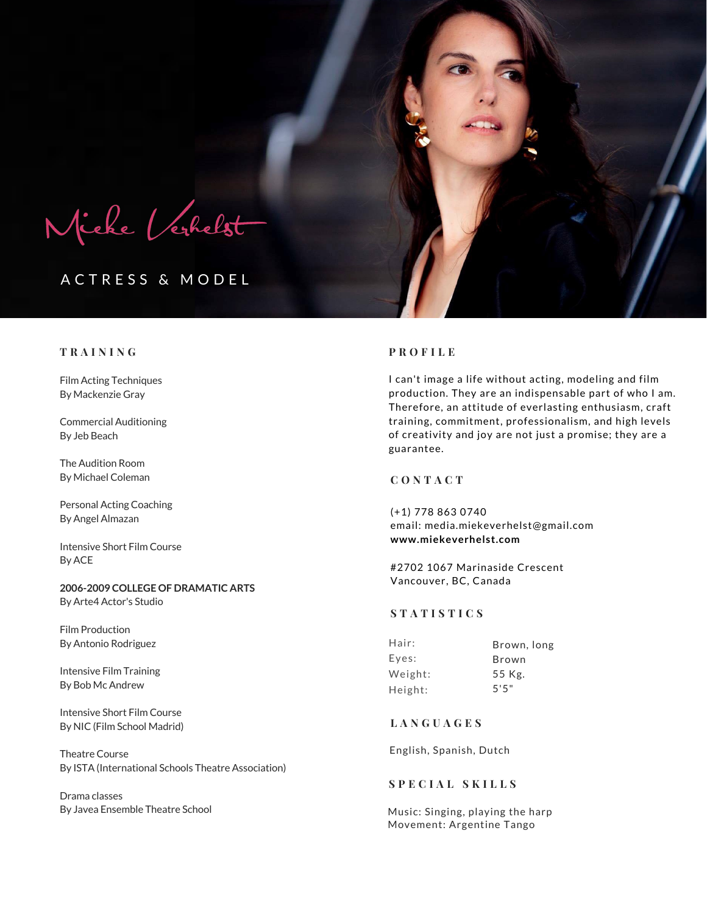# Mieke Verhelst

ACTRESS & MODEL

## TRAINING

Film Acting Techniques
By Mackenzie Gray

Commercial Auditioning
By Jeb Beach

The Audition Room
By Michael Coleman

Personal Acting Coaching
By Angel Almazan

Intensive Short Film Course
By ACE

**2006-2009 COLLEGE OF DRAMATIC ARTS**
By Arte4 Actor's Studio

Film Production
By Antonio Rodriguez

Intensive Film Training
By Bob Mc Andrew

Intensive Short Film Course
By NIC (Film School Madrid)

Theatre Course
By ISTA (International Schools Theatre Association)

Drama classes
By Javea Ensemble Theatre School

## PROFILE

I can't image a life without acting, modeling and film production. They are an indispensable part of who I am. Therefore, an attitude of everlasting enthusiasm, craft training, commitment, professionalism, and high levels of creativity and joy are not just a promise; they are a guarantee.

## CONTACT

(+1) 778 863 0740
email: media.miekeverhelst@gmail.com
**www.miekeverhelst.com**

#2702 1067 Marinaside Crescent
Vancouver, BC, Canada

## STATISTICS

| | |
|---|---|
| Hair: | Brown, long |
| Eyes: | Brown |
| Weight: | 55 Kg. |
| Height: | 5'5" |

## LANGUAGES

English, Spanish, Dutch

## SPECIAL SKILLS

Music: Singing, playing the harp
Movement: Argentine Tango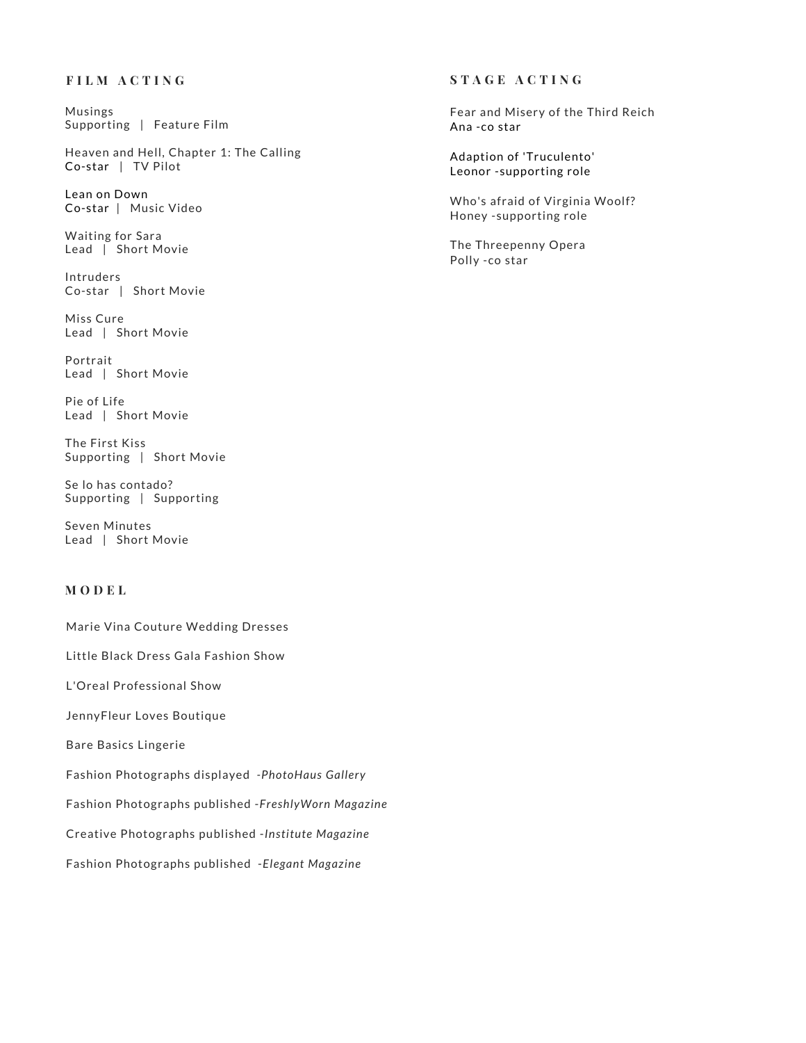## FILM ACTING

Musings
Supporting | Feature Film

Heaven and Hell, Chapter 1: The Calling
Co-star | TV Pilot

Lean on Down
Co-star | Music Video

Waiting for Sara
Lead | Short Movie

Intruders
Co-star | Short Movie

Miss Cure
Lead | Short Movie

Portrait
Lead | Short Movie

Pie of Life
Lead | Short Movie

The First Kiss
Supporting | Short Movie

Se lo has contado?
Supporting | Supporting

Seven Minutes
Lead | Short Movie

## MODEL

Marie Vina Couture Wedding Dresses

Little Black Dress Gala Fashion Show

L'Oreal Professional Show

JennyFleur Loves Boutique

Bare Basics Lingerie

Fashion Photographs displayed -*PhotoHaus Gallery*

Fashion Photographs published -*FreshlyWorn Magazine*

Creative Photographs published -*Institute Magazine*

Fashion Photographs published -*Elegant Magazine*

## STAGE ACTING

Fear and Misery of the Third Reich
Ana -co star

Adaption of 'Truculento'
Leonor -supporting role

Who's afraid of Virginia Woolf?
Honey -supporting role

The Threepenny Opera
Polly -co star